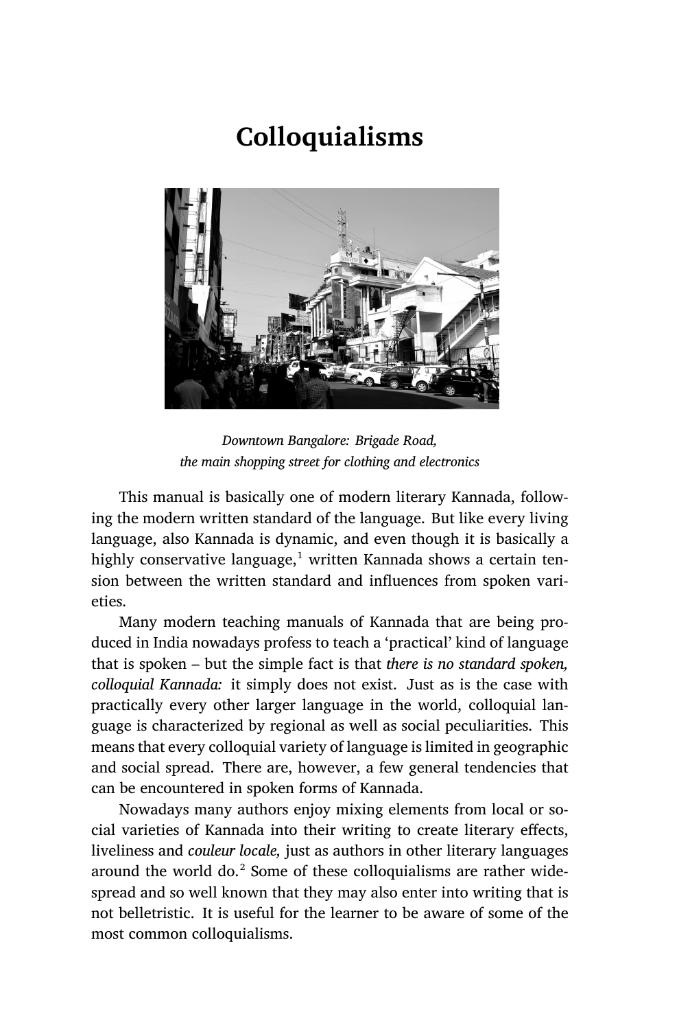# Colloquialisms

*Downtown Bangalore: Brigade Road, the main shopping street for clothing and electronics*

This manual is basically one of modern literary Kannada, following the modern written standard of the language. But like every living language, also Kannada is dynamic, and even though it is basically a highly conservative language,[1] written Kannada shows a certain tension between the written standard and influences from spoken varieties.

Many modern teaching manuals of Kannada that are being produced in India nowadays profess to teach a 'practical' kind of language that is spoken – but the simple fact is that *there is no standard spoken, colloquial Kannada:* it simply does not exist. Just as is the case with practically every other larger language in the world, colloquial language is characterized by regional as well as social peculiarities. This means that every colloquial variety of language is limited in geographic and social spread. There are, however, a few general tendencies that can be encountered in spoken forms of Kannada.

Nowadays many authors enjoy mixing elements from local or social varieties of Kannada into their writing to create literary effects, liveliness and *couleur locale,* just as authors in other literary languages around the world do.[2] Some of these colloquialisms are rather widespread and so well known that they may also enter into writing that is not belletristic. It is useful for the learner to be aware of some of the most common colloquialisms.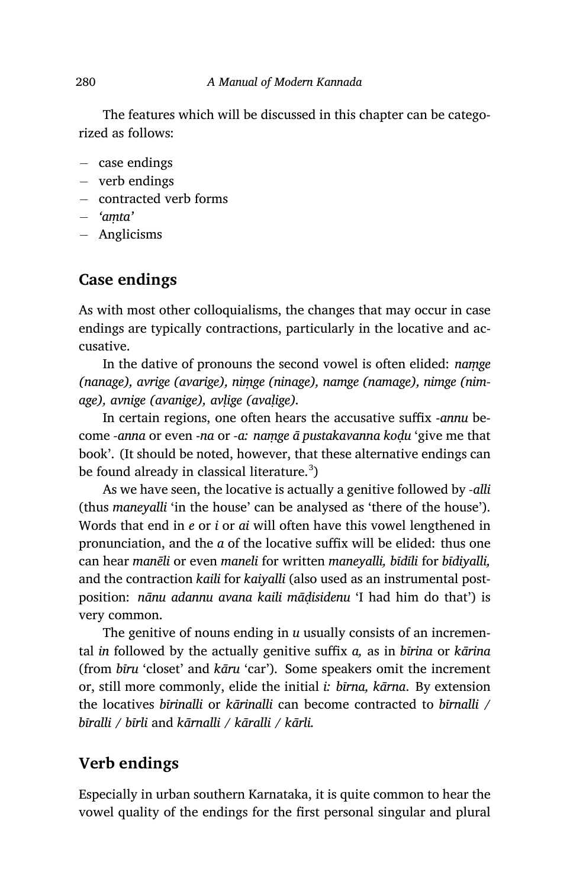The features which will be discussed in this chapter can be categorized as follows:

- case endings
- verb endings
- contracted verb forms
- *'aṃta'*
- Anglicisms

## Case endings

As with most other colloquialisms, the changes that may occur in case endings are typically contractions, particularly in the locative and accusative.

In the dative of pronouns the second vowel is often elided: *naṃge (nanage), avrige (avarige), niṃge (ninage), namge (namage), nimge (nimage), avnige (avanige), avḷige (avaḷige).*

In certain regions, one often hears the accusative suffix *-annu* become *-anna* or even *-na* or *-a: naṃge ā pustakavanna koḍu* 'give me that book'. (It should be noted, however, that these alternative endings can be found already in classical literature.[3])

As we have seen, the locative is actually a genitive followed by *-alli* (thus *maneyalli* 'in the house' can be analysed as 'there of the house'). Words that end in *e* or *i* or *ai* will often have this vowel lengthened in pronunciation, and the *a* of the locative suffix will be elided: thus one can hear *manēli* or even *maneli* for written *maneyalli, bīdīli* for *bīdiyalli,* and the contraction *kaili* for *kaiyalli* (also used as an instrumental postposition: *nānu adannu avana kaili māḍisidenu* 'I had him do that') is very common.

The genitive of nouns ending in *u* usually consists of an incremental *in* followed by the actually genitive suffix *a,* as in *bīrina* or *kārina* (from *bīru* 'closet' and *kāru* 'car'). Some speakers omit the increment or, still more commonly, elide the initial *i: bīrna, kārna*. By extension the locatives *bīrinalli* or *kārinalli* can become contracted to *bīrnalli / bīralli / bīrli* and *kārnalli / kāralli / kārli.*

## Verb endings

Especially in urban southern Karnataka, it is quite common to hear the vowel quality of the endings for the first personal singular and plural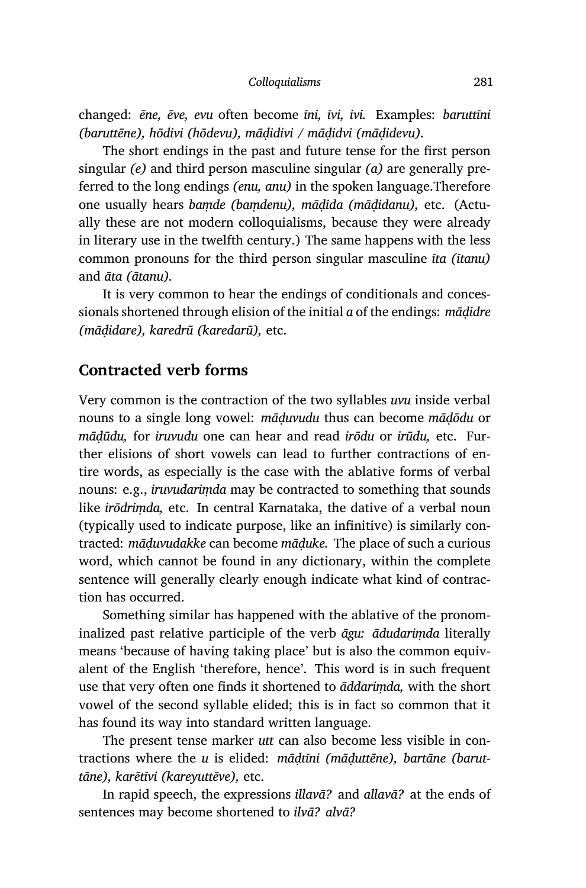changed: *ēne, ēve, evu* often become *īni, īvi, ivi.* Examples: *baruttīni (baruttēne), hōdivi (hōdevu), māḍidivi / māḍidvi (māḍidevu).*

The short endings in the past and future tense for the first person singular *(e)* and third person masculine singular *(a)* are generally preferred to the long endings *(enu, anu)* in the spoken language.Therefore one usually hears *baṃde (baṃdenu), māḍida (māḍidanu),* etc. (Actually these are not modern colloquialisms, because they were already in literary use in the twelfth century.) The same happens with the less common pronouns for the third person singular masculine *īta (ītanu)* and *āta (ātanu).*

It is very common to hear the endings of conditionals and concessionals shortened through elision of the initial *a* of the endings: *māḍidre (māḍidare), karedrū (karedarū),* etc.

## Contracted verb forms

Very common is the contraction of the two syllables *uvu* inside verbal nouns to a single long vowel: *māḍuvudu* thus can become *māḍōdu* or *māḍūdu,* for *iruvudu* one can hear and read *irōdu* or *irūdu,* etc. Further elisions of short vowels can lead to further contractions of entire words, as especially is the case with the ablative forms of verbal nouns: e.g., *iruvudariṃda* may be contracted to something that sounds like *irōdriṃda,* etc. In central Karnataka, the dative of a verbal noun (typically used to indicate purpose, like an infinitive) is similarly contracted: *māḍuvudakke* can become *māḍuke.* The place of such a curious word, which cannot be found in any dictionary, within the complete sentence will generally clearly enough indicate what kind of contraction has occurred.

Something similar has happened with the ablative of the pronominalized past relative participle of the verb *āgu: ādudariṃda* literally means 'because of having taking place' but is also the common equivalent of the English 'therefore, hence'. This word is in such frequent use that very often one finds it shortened to *āddariṃda,* with the short vowel of the second syllable elided; this is in fact so common that it has found its way into standard written language.

The present tense marker *utt* can also become less visible in contractions where the *u* is elided: *māḍtīni (māḍuttēne), bartāne (baruttāne), karētīvi (kareyuttēve),* etc.

In rapid speech, the expressions *illavā?* and *allavā?* at the ends of sentences may become shortened to *ilvā? alvā?*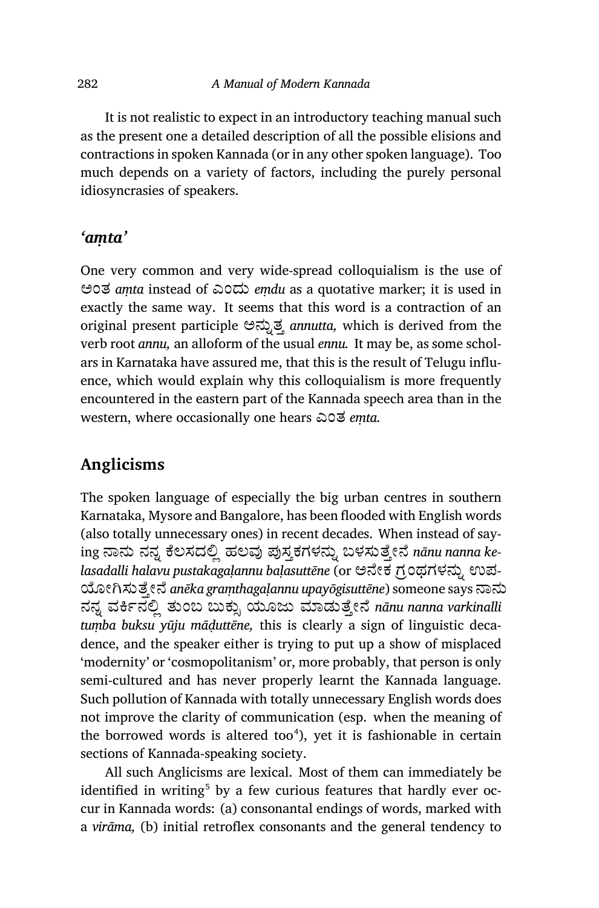It is not realistic to expect in an introductory teaching manual such as the present one a detailed description of all the possible elisions and contractions in spoken Kannada (or in any other spoken language). Too much depends on a variety of factors, including the purely personal idiosyncrasies of speakers.

### *'aṃta'*

One very common and very wide-spread colloquialism is the use of ಅಂತ *aṃta* instead of ಎಂದು *eṃdu* as a quotative marker; it is used in exactly the same way. It seems that this word is a contraction of an original present participle ಅನ್ನುತ್ತ *annutta,* which is derived from the verb root *annu,* an alloform of the usual *ennu.* It may be, as some scholars in Karnataka have assured me, that this is the result of Telugu influence, which would explain why this colloquialism is more frequently encountered in the eastern part of the Kannada speech area than in the western, where occasionally one hears ಎಂತ *eṃta.*

## Anglicisms

The spoken language of especially the big urban centres in southern Karnataka, Mysore and Bangalore, has been flooded with English words (also totally unnecessary ones) in recent decades. When instead of saying ನಾನು ನನ್ನ ಕೆಲಸದಲ್ಲಿ ಹಲವು ಪುಸ್ತಕಗಳನ್ನು ಬಳಸುತ್ತೇನೆ *nānu nanna kelasadalli halavu pustakagaḷannu baḷasuttēne* (or ಅನೇಕ ಗ್ರಂಥಗಳನ್ನು ಉಪಯೋಗಿಸುತ್ತೇನೆ *anēka graṃthagaḷannu upayōgisuttēne*) someone says ನಾನು ನನ್ನ ವರ್ಕಿನಲ್ಲಿ ತುಂಬ ಬುಕ್ಸು ಯೂಜು ಮಾಡುತ್ತೇನೆ *nānu nanna varkinalli tuṃba buksu yūju māḍuttēne,* this is clearly a sign of linguistic decadence, and the speaker either is trying to put up a show of misplaced 'modernity' or 'cosmopolitanism' or, more probably, that person is only semi-cultured and has never properly learnt the Kannada language. Such pollution of Kannada with totally unnecessary English words does not improve the clarity of communication (esp. when the meaning of the borrowed words is altered too[4]), yet it is fashionable in certain sections of Kannada-speaking society.

All such Anglicisms are lexical. Most of them can immediately be identified in writing[5] by a few curious features that hardly ever occur in Kannada words: (a) consonantal endings of words, marked with a *virāma,* (b) initial retroflex consonants and the general tendency to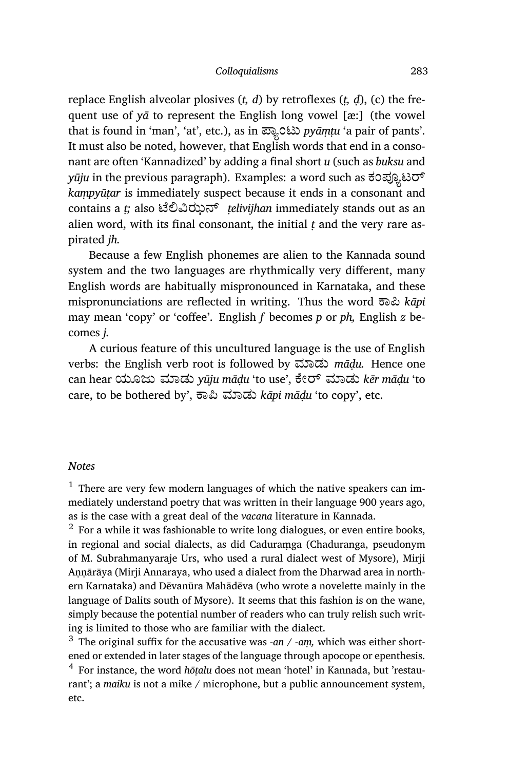replace English alveolar plosives (*t, d*) by retroflexes (*ṭ, ḍ*), (c) the frequent use of *yā* to represent the English long vowel [æ:] (the vowel that is found in 'man', 'at', etc.), as in ಪ್ಯಾಂಟು *pyāṃṭu* 'a pair of pants'. It must also be noted, however, that English words that end in a consonant are often 'Kannadized' by adding a final short *u* (such as *buksu* and *yūju* in the previous paragraph). Examples: a word such as ಕಂಪ್ಯೂಟರ್ *kaṃpyūṭar* is immediately suspect because it ends in a consonant and contains a *ṭ;* also ಟೆಲಿವಿಝನ್ *ṭelivijhan* immediately stands out as an alien word, with its final consonant, the initial *ṭ* and the very rare aspirated *jh.*

Because a few English phonemes are alien to the Kannada sound system and the two languages are rhythmically very different, many English words are habitually mispronounced in Karnataka, and these mispronunciations are reflected in writing. Thus the word ಕಾಪಿ *kāpi* may mean 'copy' or 'coffee'. English *f* becomes *p* or *ph,* English *z* becomes *j.*

A curious feature of this uncultured language is the use of English verbs: the English verb root is followed by ಮಾಡು *māḍu.* Hence one can hear ಯೂಜು ಮಾಡು *yūju māḍu* 'to use', ಕೇರ್ ಮಾಡು *kēr māḍu* 'to care, to be bothered by', ಕಾಪಿ ಮಾಡು *kāpi māḍu* 'to copy', etc.

*Notes*

[1] There are very few modern languages of which the native speakers can immediately understand poetry that was written in their language 900 years ago, as is the case with a great deal of the *vacana* literature in Kannada.

[2] For a while it was fashionable to write long dialogues, or even entire books, in regional and social dialects, as did Caduraṃga (Chaduranga, pseudonym of M. Subrahmanyaraje Urs, who used a rural dialect west of Mysore), Mirji Aṇṇārāya (Mirji Annaraya, who used a dialect from the Dharwad area in northern Karnataka) and Dēvanūra Mahādēva (who wrote a novelette mainly in the language of Dalits south of Mysore). It seems that this fashion is on the wane, simply because the potential number of readers who can truly relish such writing is limited to those who are familiar with the dialect.

[3] The original suffix for the accusative was *-an / -aṃ,* which was either shortened or extended in later stages of the language through apocope or epenthesis.

[4] For instance, the word *hōṭalu* does not mean 'hotel' in Kannada, but 'restaurant'; a *maiku* is not a mike / microphone, but a public announcement system, etc.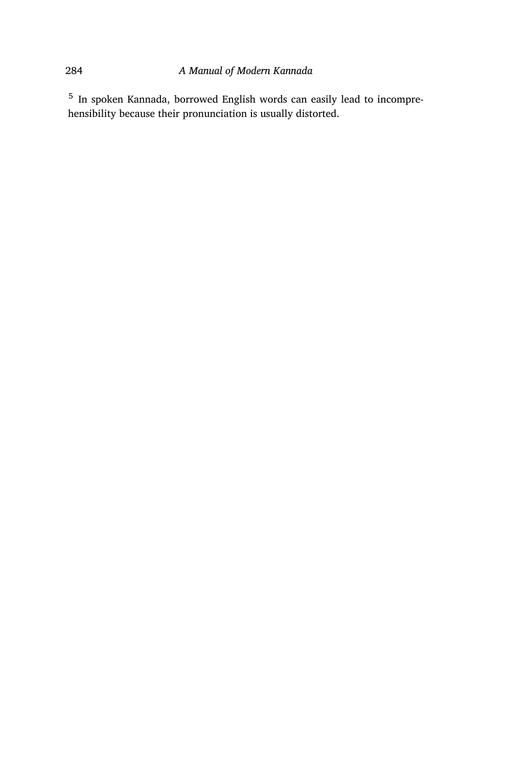[5] In spoken Kannada, borrowed English words can easily lead to incomprehensibility because their pronunciation is usually distorted.